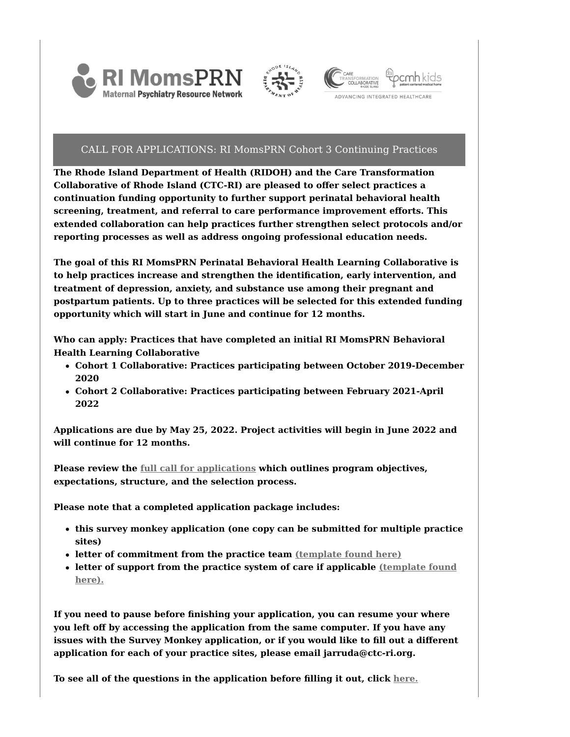## CALL FOR APPLICATIONS: RI MomsPRN Cohort 3 Continuing Practices

**The Rhode Island Department of Health (RIDOH) and the Care Transformation Collaborative of Rhode Island (CTC-RI) are pleased to offer select practices a continuation funding opportunity to further support perinatal behavioral health screening, treatment, and referral to care performance improvement efforts. This extended collaboration can help practices further strengthen select protocols and/or reporting processes as well as address ongoing professional education needs.**

**The goal of this RI MomsPRN Perinatal Behavioral Health Learning Collaborative is to help practices increase and strengthen the identification, early intervention, and treatment of depression, anxiety, and substance use among their pregnant and postpartum patients. Up to three practices will be selected for this extended funding opportunity which will start in June and continue for 12 months.**

**Who can apply: Practices that have completed an initial RI MomsPRN Behavioral Health Learning Collaborative**

- **Cohort 1 Collaborative: Practices participating between October 2019-December 2020**
- **Cohort 2 Collaborative: Practices participating between February 2021-April 2022**

**Applications are due by May 25, 2022. Project activities will begin in June 2022 and will continue for 12 months.**

**Please review the full call for applications which outlines program objectives, expectations, structure, and the selection process.**

**Please note that a completed application package includes:**

- **this survey monkey application (one copy can be submitted for multiple practice sites)**
- **letter of commitment from the practice team (template found here)**
- **letter of support from the practice system of care if applicable (template found here).**

**If you need to pause before finishing your application, you can resume your where you left off by accessing the application from the same computer. If you have any issues with the Survey Monkey application, or if you would like to fill out a different application for each of your practice sites, please email jarruda@ctc-ri.org.**

**To see all of the questions in the application before filling it out, click here.**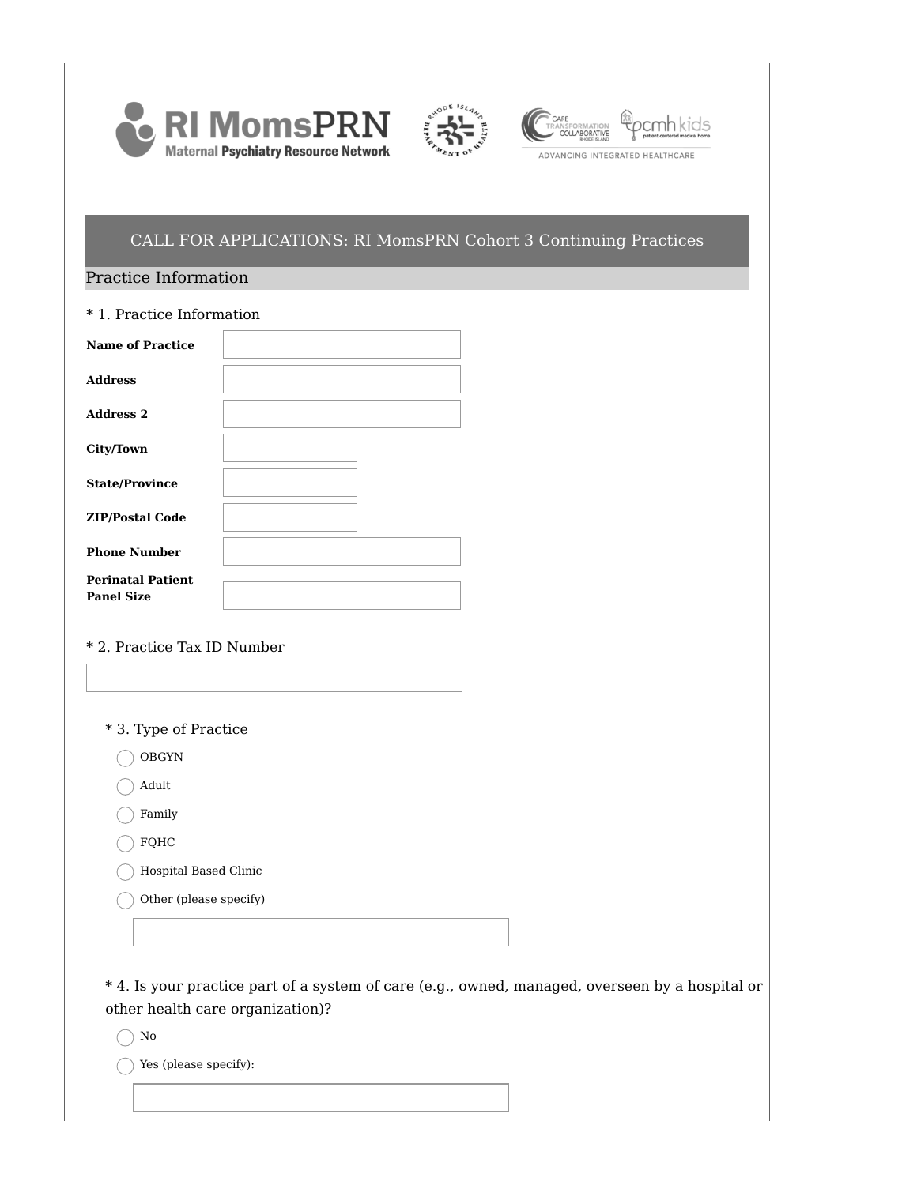RI MomsPRN Maternal Psychiatry Resource Network

CARE TRANSFORMATION COLLABORATIVE RHODE ISLAND | pcmh kids patient-centered medical home

ADVANCING INTEGRATED HEALTHCARE

# CALL FOR APPLICATIONS: RI MomsPRN Cohort 3 Continuing Practices

## Practice Information

* 1. Practice Information

| | |
|---|---|
| **Name of Practice** | |
| **Address** | |
| **Address 2** | |
| **City/Town** | |
| **State/Province** | |
| **ZIP/Postal Code** | |
| **Phone Number** | |
| **Perinatal Patient Panel Size** | |

* 2. Practice Tax ID Number

* 3. Type of Practice

- ◯ OBGYN
- ◯ Adult
- ◯ Family
- ◯ FQHC
- ◯ Hospital Based Clinic
- ◯ Other (please specify)

* 4. Is your practice part of a system of care (e.g., owned, managed, overseen by a hospital or other health care organization)?

- ◯ No
- ◯ Yes (please specify):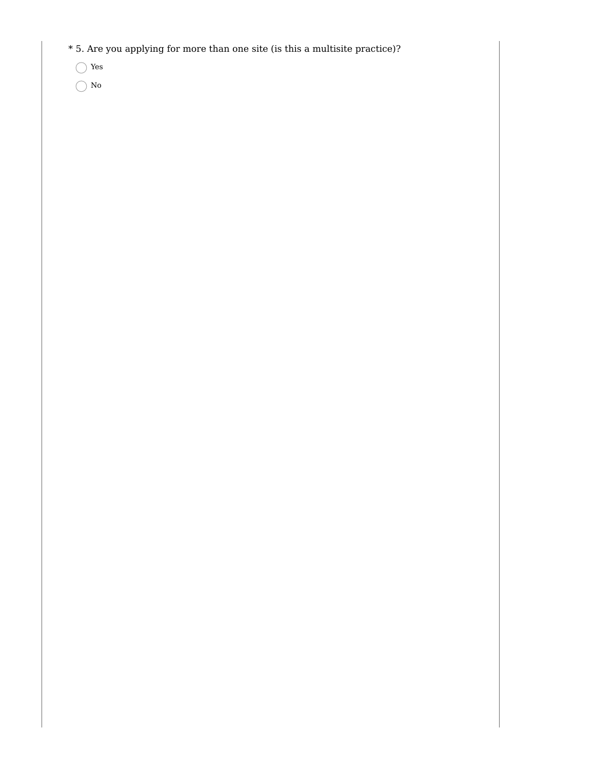* 5. Are you applying for more than one site (is this a multisite practice)?

- ◯ Yes
- ◯ No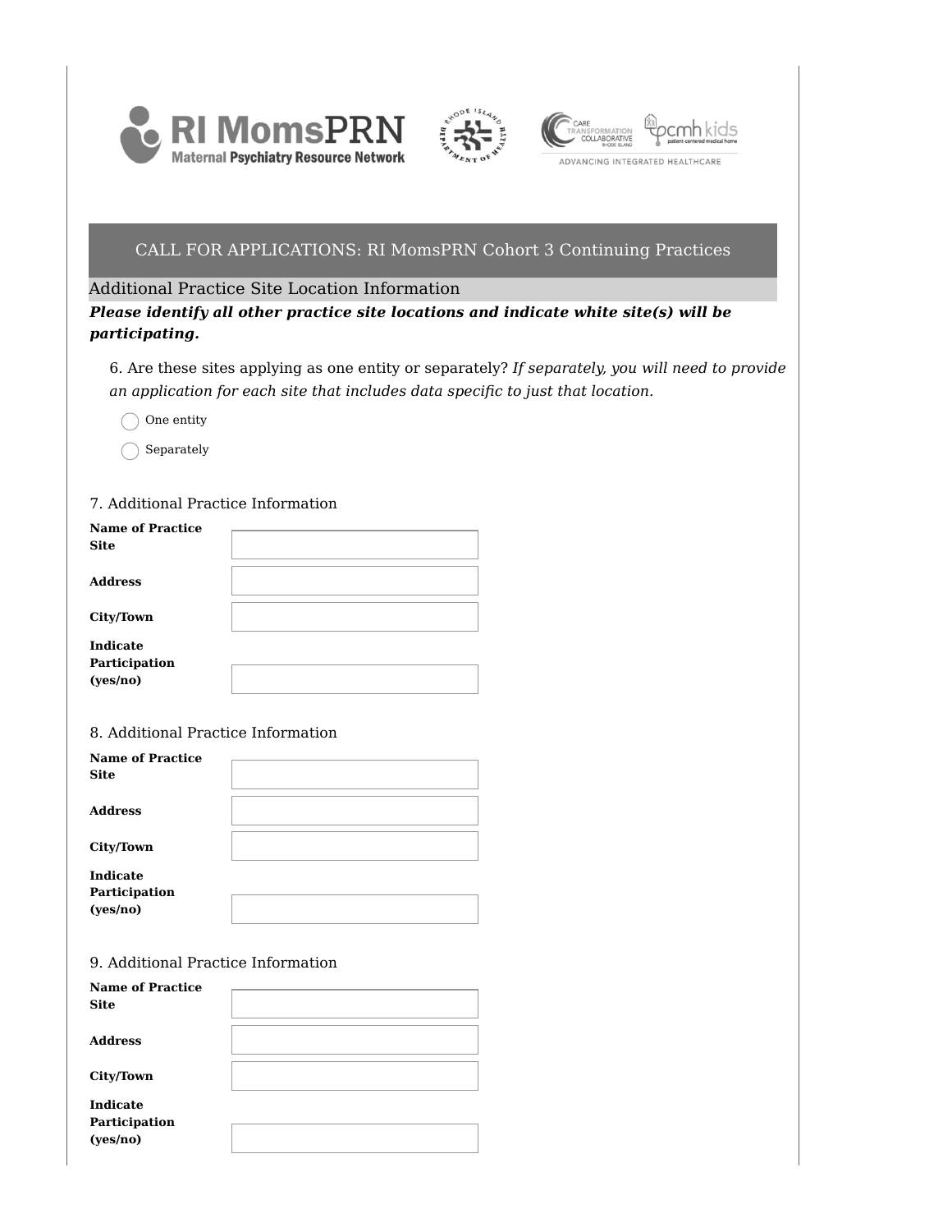## CALL FOR APPLICATIONS: RI MomsPRN Cohort 3 Continuing Practices

### Additional Practice Site Location Information

***Please identify all other practice site locations and indicate white site(s) will be participating.***

6. Are these sites applying as one entity or separately? *If separately, you will need to provide an application for each site that includes data specific to just that location.*

- ◯ One entity
- ◯ Separately

7. Additional Practice Information

| | |
|---|---|
| **Name of Practice Site** | |
| **Address** | |
| **City/Town** | |
| **Indicate Participation (yes/no)** | |

8. Additional Practice Information

| | |
|---|---|
| **Name of Practice Site** | |
| **Address** | |
| **City/Town** | |
| **Indicate Participation (yes/no)** | |

9. Additional Practice Information

| | |
|---|---|
| **Name of Practice Site** | |
| **Address** | |
| **City/Town** | |
| **Indicate Participation (yes/no)** | |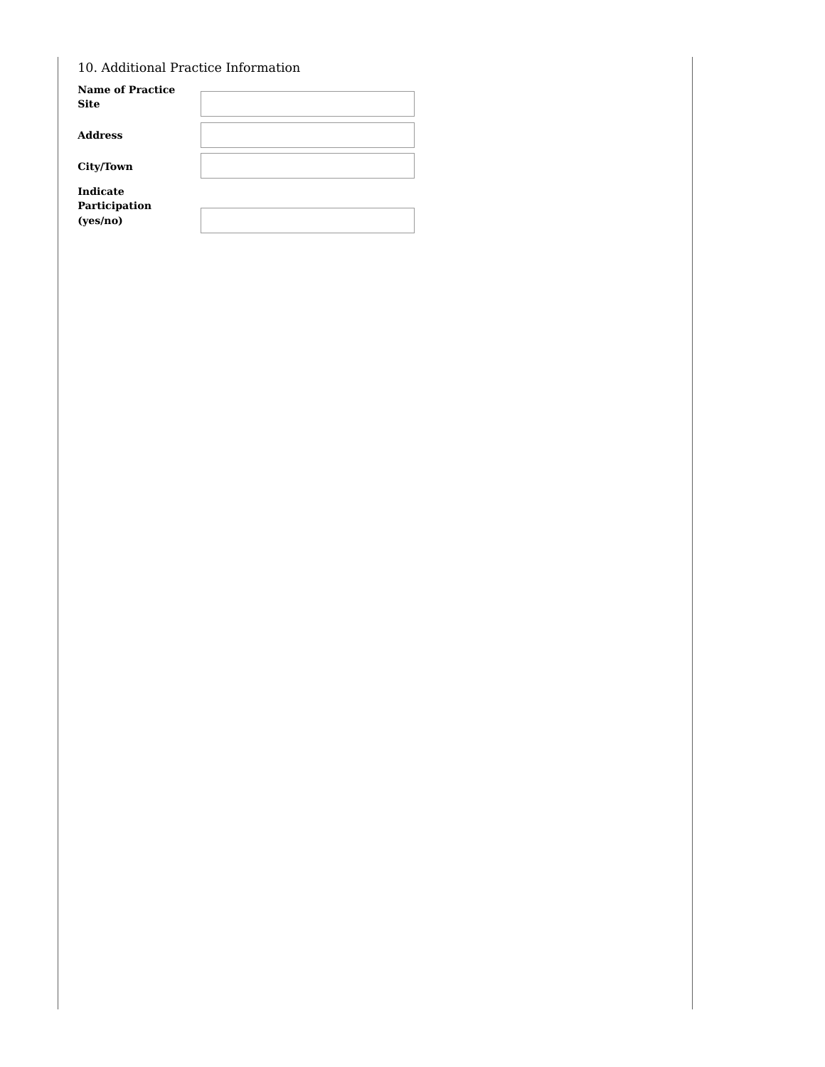10. Additional Practice Information

| | |
|---|---|
| **Name of Practice Site** | |
| **Address** | |
| **City/Town** | |
| **Indicate Participation (yes/no)** | |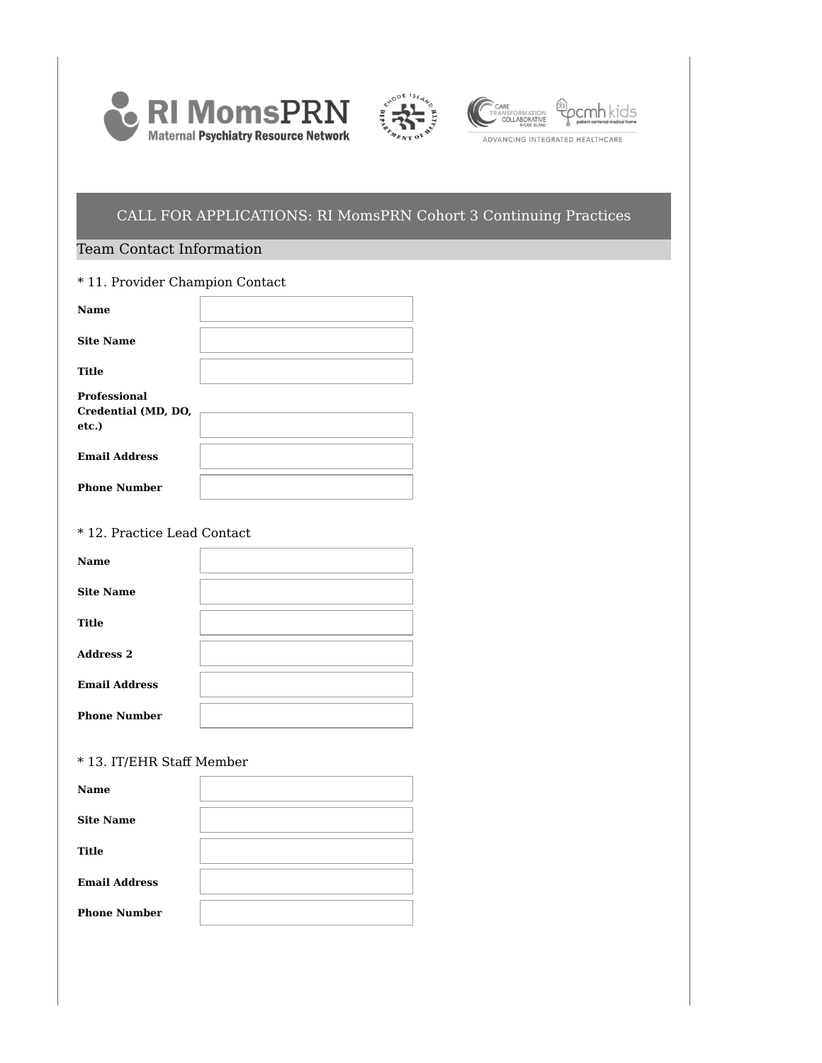# CALL FOR APPLICATIONS: RI MomsPRN Cohort 3 Continuing Practices

## Team Contact Information

\* 11. Provider Champion Contact

| | |
|---|---|
| **Name** | |
| **Site Name** | |
| **Title** | |
| **Professional Credential (MD, DO, etc.)** | |
| **Email Address** | |
| **Phone Number** | |

\* 12. Practice Lead Contact

| | |
|---|---|
| **Name** | |
| **Site Name** | |
| **Title** | |
| **Address 2** | |
| **Email Address** | |
| **Phone Number** | |

\* 13. IT/EHR Staff Member

| | |
|---|---|
| **Name** | |
| **Site Name** | |
| **Title** | |
| **Email Address** | |
| **Phone Number** | |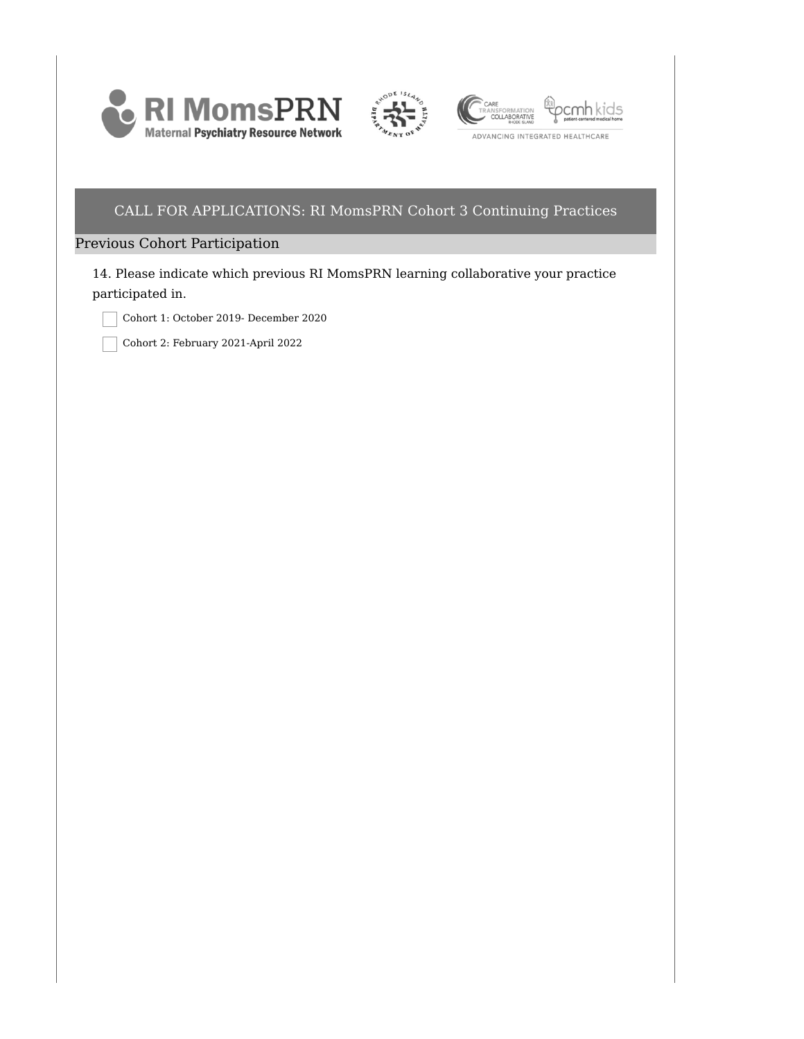## CALL FOR APPLICATIONS: RI MomsPRN Cohort 3 Continuing Practices

### Previous Cohort Participation

14. Please indicate which previous RI MomsPRN learning collaborative your practice participated in.

- [ ] Cohort 1: October 2019- December 2020
- [ ] Cohort 2: February 2021-April 2022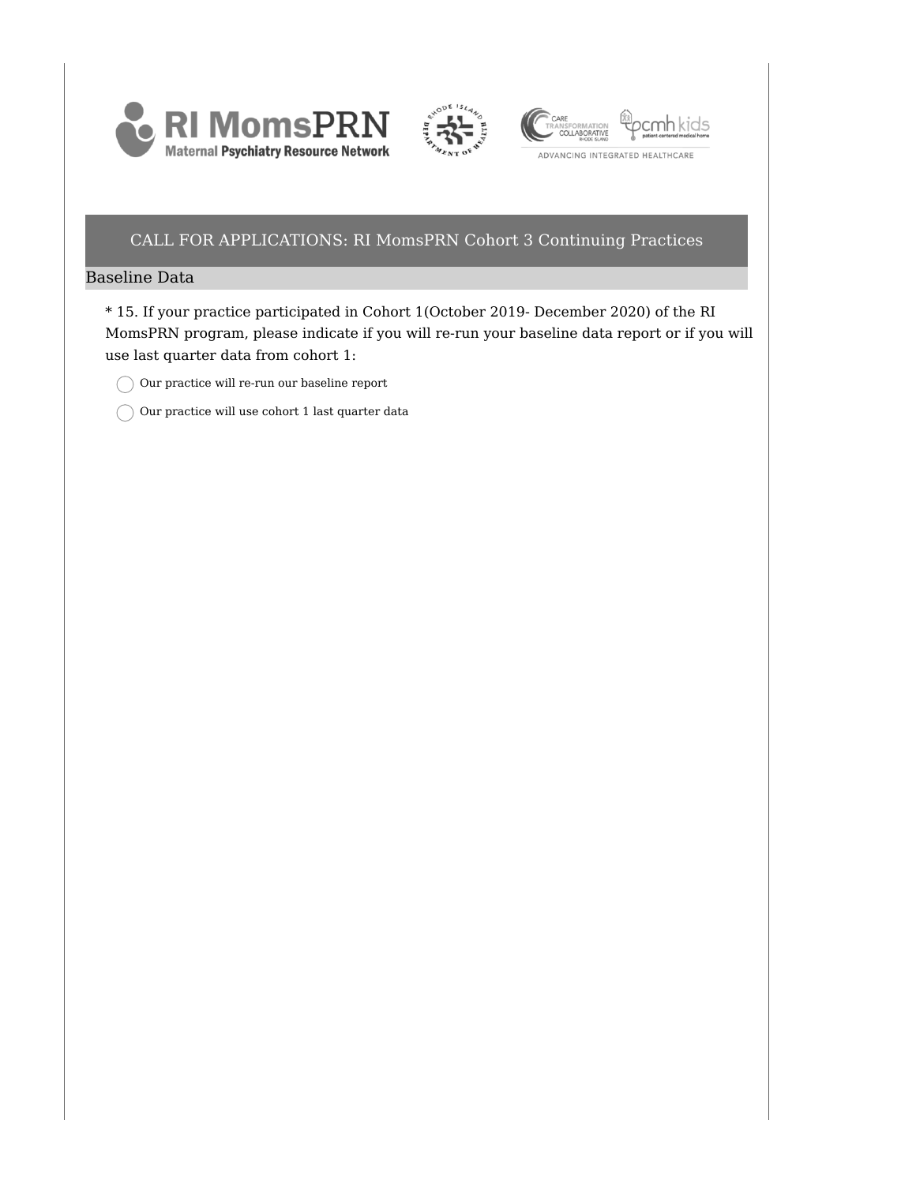## CALL FOR APPLICATIONS: RI MomsPRN Cohort 3 Continuing Practices

### Baseline Data

* 15. If your practice participated in Cohort 1(October 2019- December 2020) of the RI MomsPRN program, please indicate if you will re-run your baseline data report or if you will use last quarter data from cohort 1:

◯ Our practice will re-run our baseline report

◯ Our practice will use cohort 1 last quarter data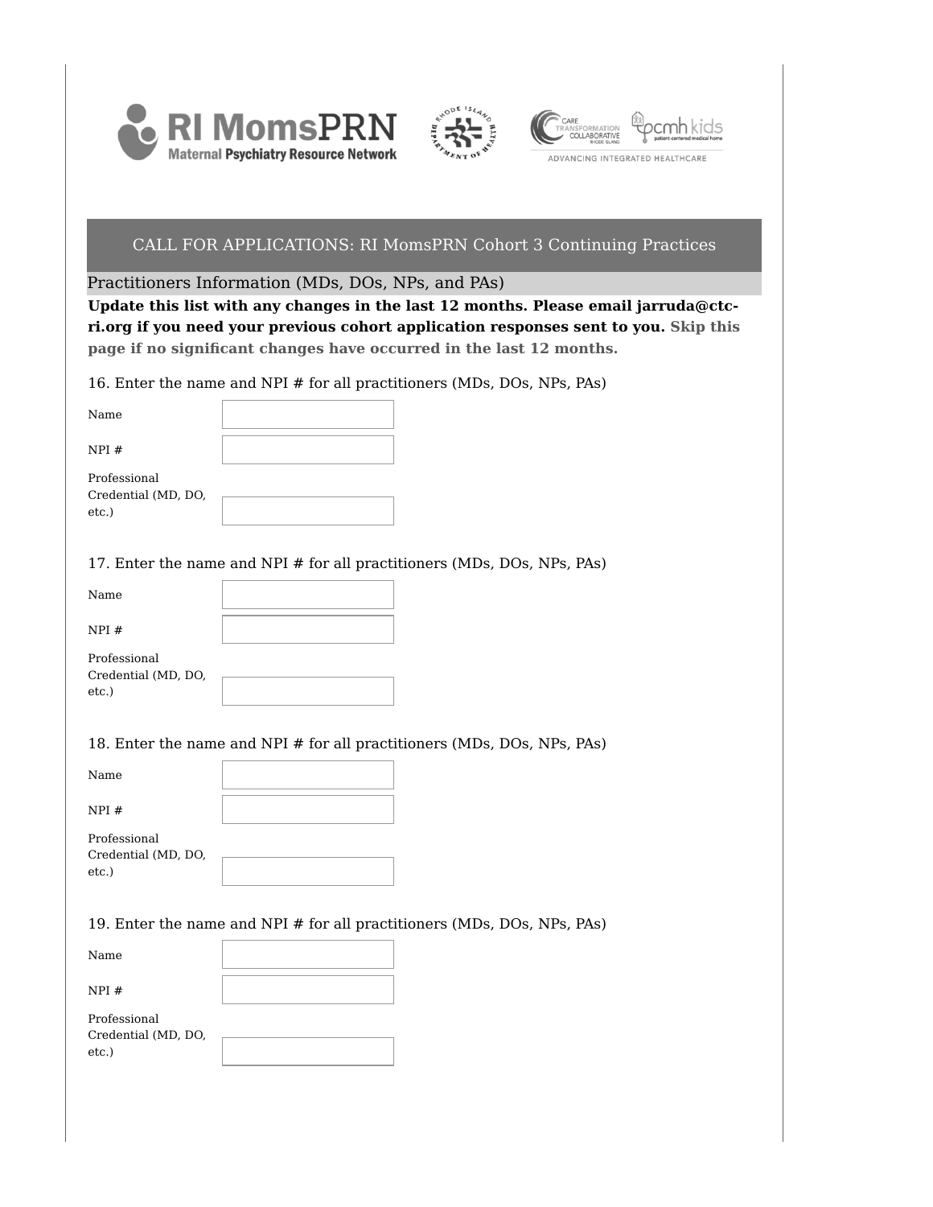## CALL FOR APPLICATIONS: RI MomsPRN Cohort 3 Continuing Practices

### Practitioners Information (MDs, DOs, NPs, and PAs)

**Update this list with any changes in the last 12 months. Please email jarruda@ctc-ri.org if you need your previous cohort application responses sent to you. Skip this page if no significant changes have occurred in the last 12 months.**

16. Enter the name and NPI # for all practitioners (MDs, DOs, NPs, PAs)

| | |
|---|---|
| Name | |
| NPI # | |
| Professional Credential (MD, DO, etc.) | |

17. Enter the name and NPI # for all practitioners (MDs, DOs, NPs, PAs)

| | |
|---|---|
| Name | |
| NPI # | |
| Professional Credential (MD, DO, etc.) | |

18. Enter the name and NPI # for all practitioners (MDs, DOs, NPs, PAs)

| | |
|---|---|
| Name | |
| NPI # | |
| Professional Credential (MD, DO, etc.) | |

19. Enter the name and NPI # for all practitioners (MDs, DOs, NPs, PAs)

| | |
|---|---|
| Name | |
| NPI # | |
| Professional Credential (MD, DO, etc.) | |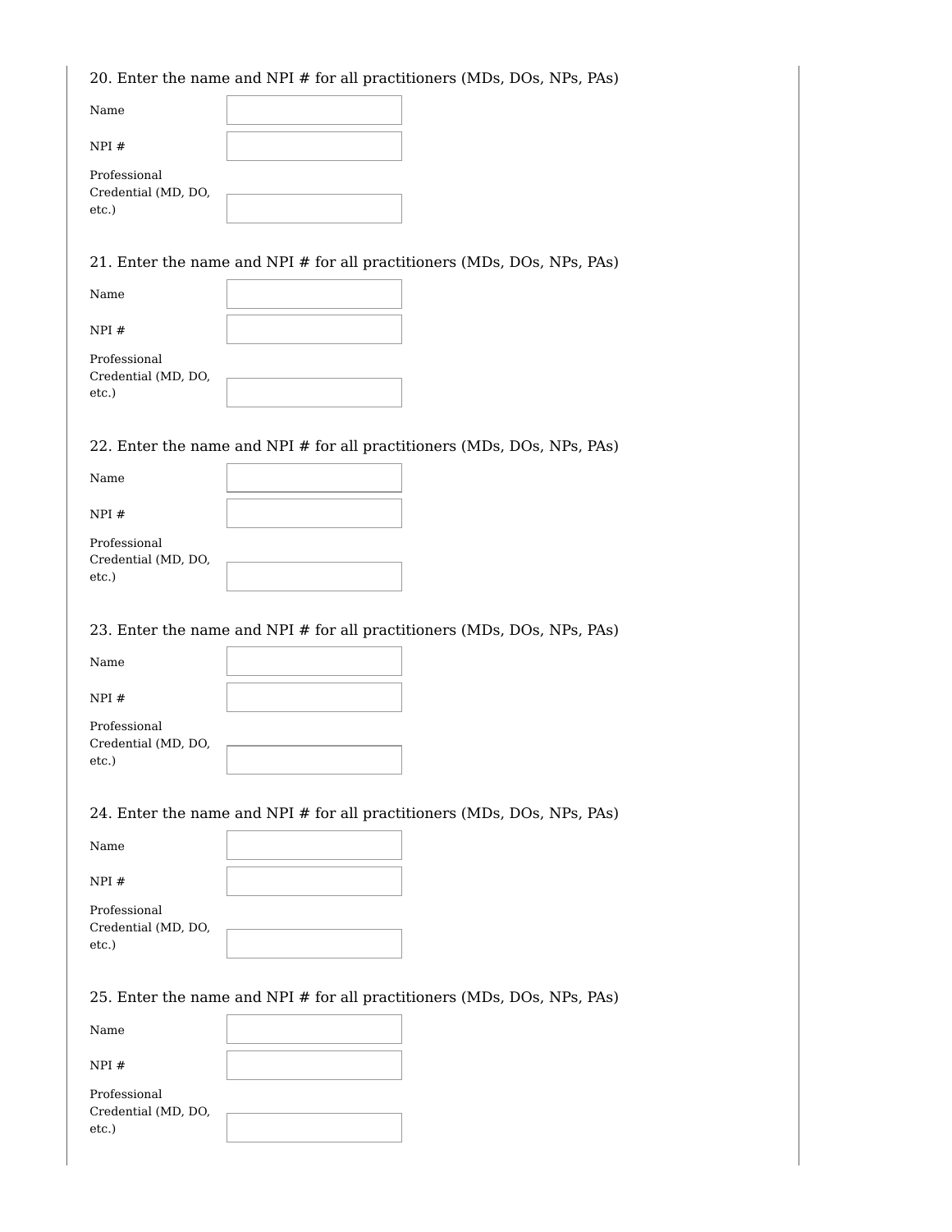20. Enter the name and NPI # for all practitioners (MDs, DOs, NPs, PAs)

Name

NPI #

Professional Credential (MD, DO, etc.)

21. Enter the name and NPI # for all practitioners (MDs, DOs, NPs, PAs)

Name

NPI #

Professional Credential (MD, DO, etc.)

22. Enter the name and NPI # for all practitioners (MDs, DOs, NPs, PAs)

Name

NPI #

Professional Credential (MD, DO, etc.)

23. Enter the name and NPI # for all practitioners (MDs, DOs, NPs, PAs)

Name

NPI #

Professional Credential (MD, DO, etc.)

24. Enter the name and NPI # for all practitioners (MDs, DOs, NPs, PAs)

Name

NPI #

Professional Credential (MD, DO, etc.)

25. Enter the name and NPI # for all practitioners (MDs, DOs, NPs, PAs)

Name

NPI #

Professional Credential (MD, DO, etc.)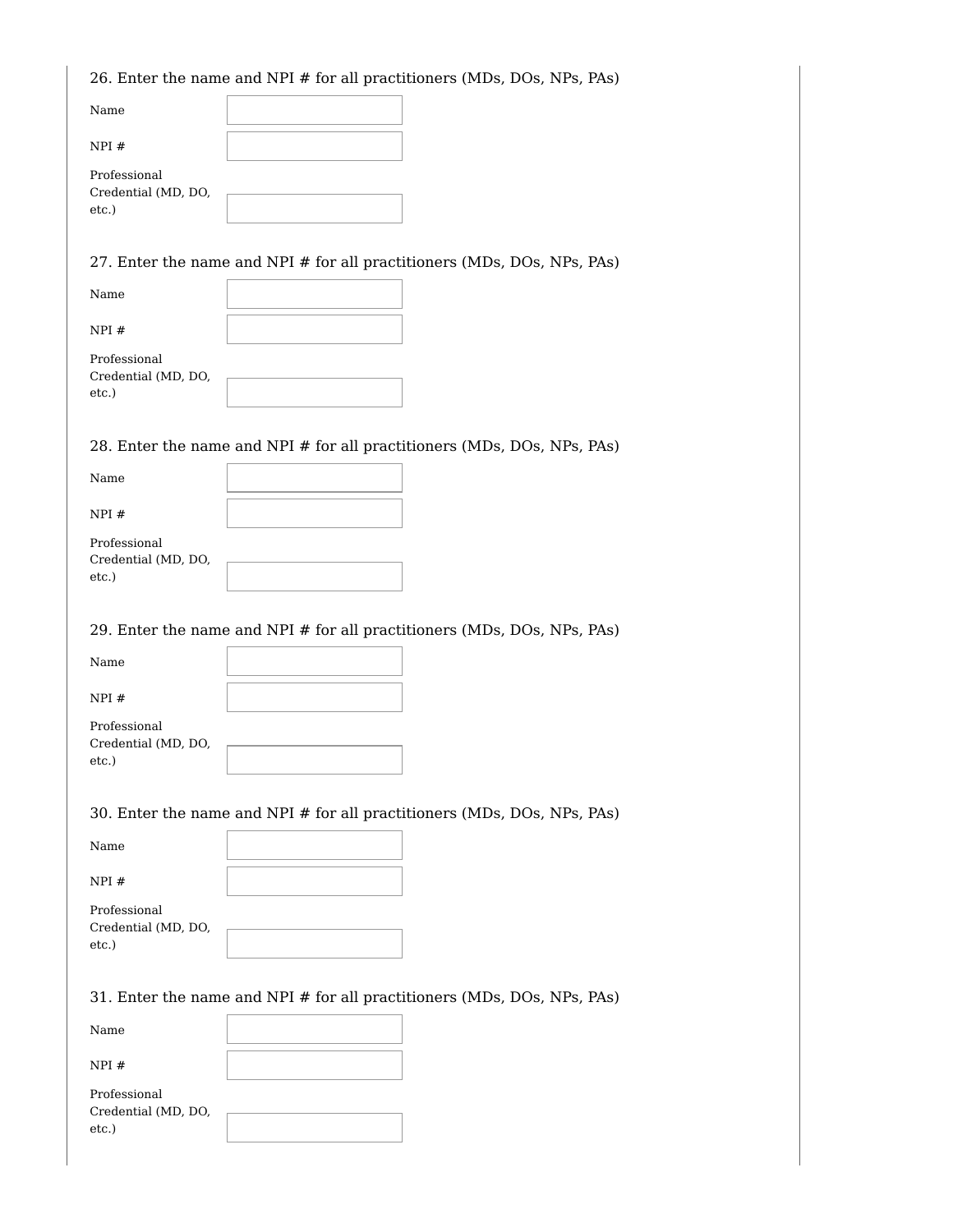26. Enter the name and NPI # for all practitioners (MDs, DOs, NPs, PAs)

Name

NPI #

Professional Credential (MD, DO, etc.)

27. Enter the name and NPI # for all practitioners (MDs, DOs, NPs, PAs)

Name

NPI #

Professional Credential (MD, DO, etc.)

28. Enter the name and NPI # for all practitioners (MDs, DOs, NPs, PAs)

Name

NPI #

Professional Credential (MD, DO, etc.)

29. Enter the name and NPI # for all practitioners (MDs, DOs, NPs, PAs)

Name

NPI #

Professional Credential (MD, DO, etc.)

30. Enter the name and NPI # for all practitioners (MDs, DOs, NPs, PAs)

Name

NPI #

Professional Credential (MD, DO, etc.)

31. Enter the name and NPI # for all practitioners (MDs, DOs, NPs, PAs)

Name

NPI #

Professional Credential (MD, DO, etc.)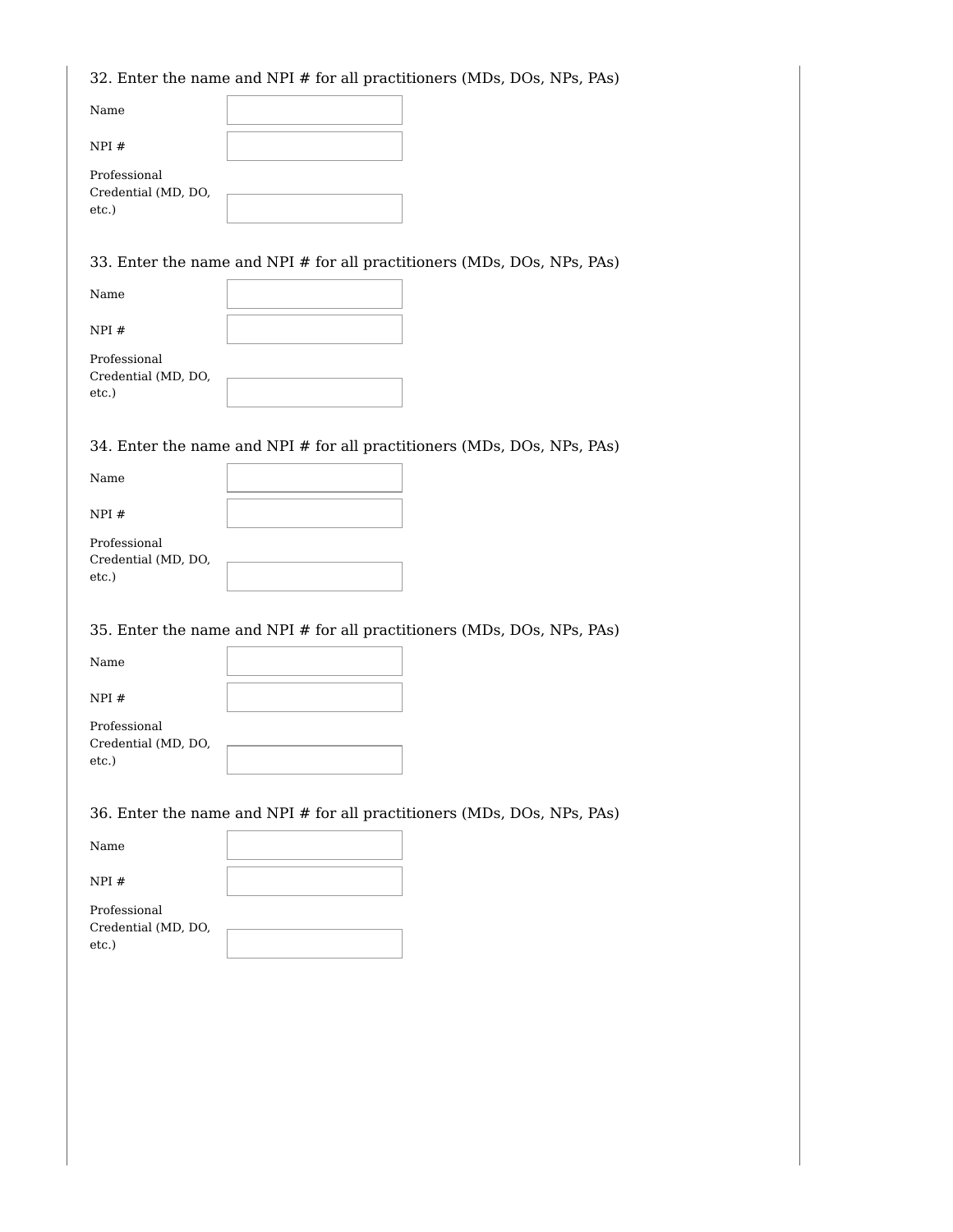32. Enter the name and NPI # for all practitioners (MDs, DOs, NPs, PAs)

Name

NPI #

Professional Credential (MD, DO, etc.)

33. Enter the name and NPI # for all practitioners (MDs, DOs, NPs, PAs)

Name

NPI #

Professional Credential (MD, DO, etc.)

34. Enter the name and NPI # for all practitioners (MDs, DOs, NPs, PAs)

Name

NPI #

Professional Credential (MD, DO, etc.)

35. Enter the name and NPI # for all practitioners (MDs, DOs, NPs, PAs)

Name

NPI #

Professional Credential (MD, DO, etc.)

36. Enter the name and NPI # for all practitioners (MDs, DOs, NPs, PAs)

Name

NPI #

Professional Credential (MD, DO, etc.)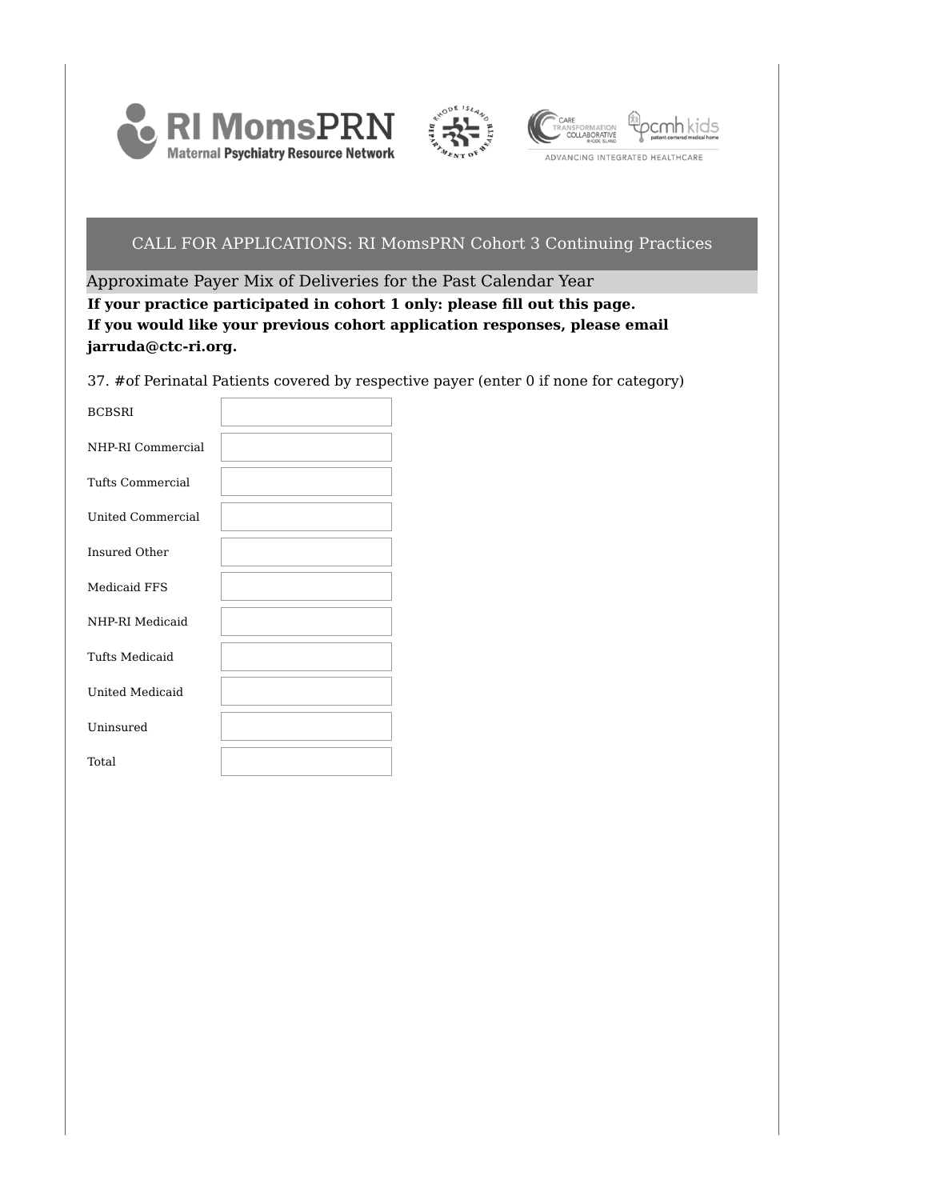## CALL FOR APPLICATIONS: RI MomsPRN Cohort 3 Continuing Practices

### Approximate Payer Mix of Deliveries for the Past Calendar Year

**If your practice participated in cohort 1 only: please fill out this page.**
**If you would like your previous cohort application responses, please email jarruda@ctc-ri.org.**

37. #of Perinatal Patients covered by respective payer (enter 0 if none for category)

| Payer | |
|---|---|
| BCBSRI | |
| NHP-RI Commercial | |
| Tufts Commercial | |
| United Commercial | |
| Insured Other | |
| Medicaid FFS | |
| NHP-RI Medicaid | |
| Tufts Medicaid | |
| United Medicaid | |
| Uninsured | |
| Total | |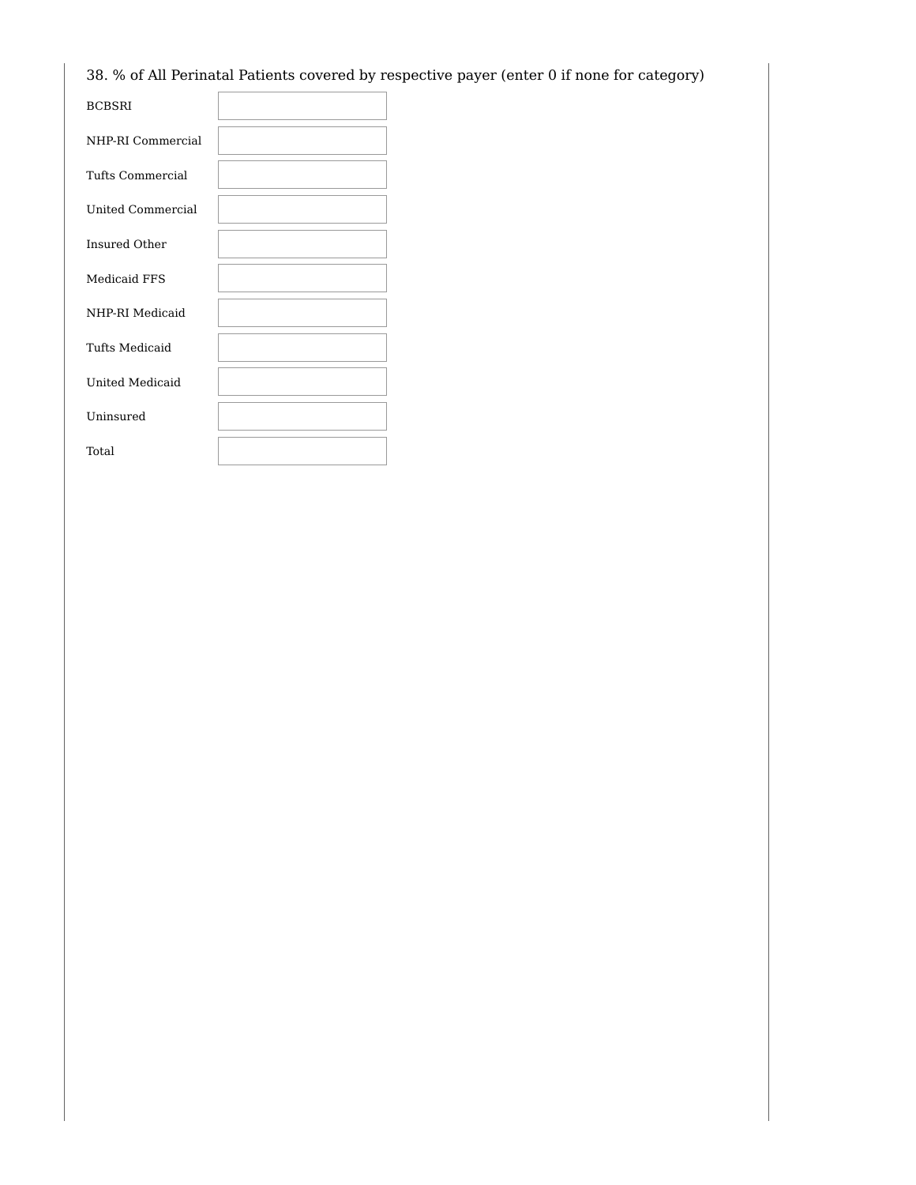38. % of All Perinatal Patients covered by respective payer (enter 0 if none for category)

| | |
|---|---|
| BCBSRI | |
| NHP-RI Commercial | |
| Tufts Commercial | |
| United Commercial | |
| Insured Other | |
| Medicaid FFS | |
| NHP-RI Medicaid | |
| Tufts Medicaid | |
| United Medicaid | |
| Uninsured | |
| Total | |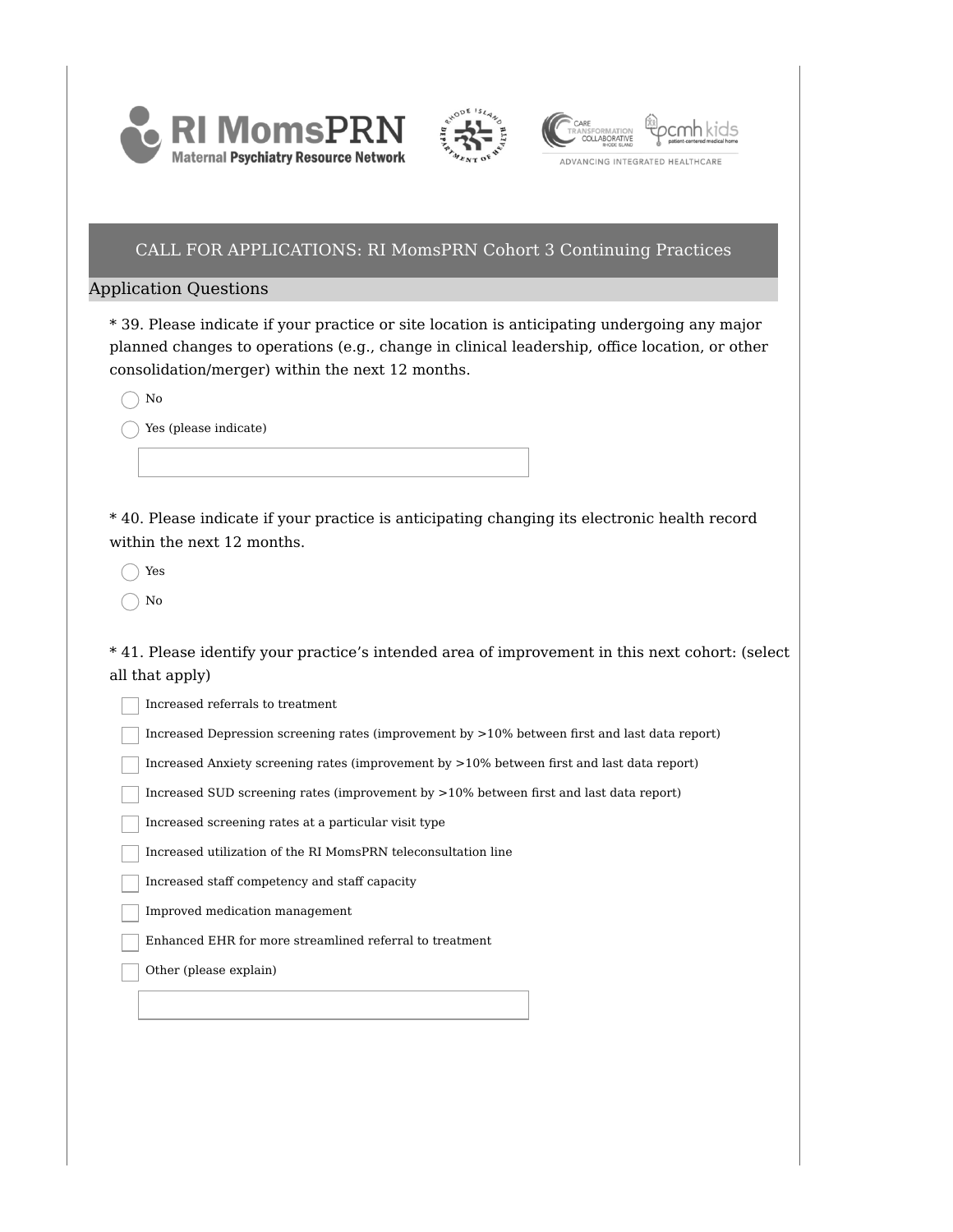## CALL FOR APPLICATIONS: RI MomsPRN Cohort 3 Continuing Practices

### Application Questions

\* 39. Please indicate if your practice or site location is anticipating undergoing any major planned changes to operations (e.g., change in clinical leadership, office location, or other consolidation/merger) within the next 12 months.

- ◯ No
- ◯ Yes (please indicate)

\_\_\_\_\_\_\_\_\_\_\_\_\_\_\_\_\_\_\_\_

\* 40. Please indicate if your practice is anticipating changing its electronic health record within the next 12 months.

- ◯ Yes
- ◯ No

\* 41. Please identify your practice's intended area of improvement in this next cohort: (select all that apply)

- ☐ Increased referrals to treatment
- ☐ Increased Depression screening rates (improvement by >10% between first and last data report)
- ☐ Increased Anxiety screening rates (improvement by >10% between first and last data report)
- ☐ Increased SUD screening rates (improvement by >10% between first and last data report)
- ☐ Increased screening rates at a particular visit type
- ☐ Increased utilization of the RI MomsPRN teleconsultation line
- ☐ Increased staff competency and staff capacity
- ☐ Improved medication management
- ☐ Enhanced EHR for more streamlined referral to treatment
- ☐ Other (please explain)

\_\_\_\_\_\_\_\_\_\_\_\_\_\_\_\_\_\_\_\_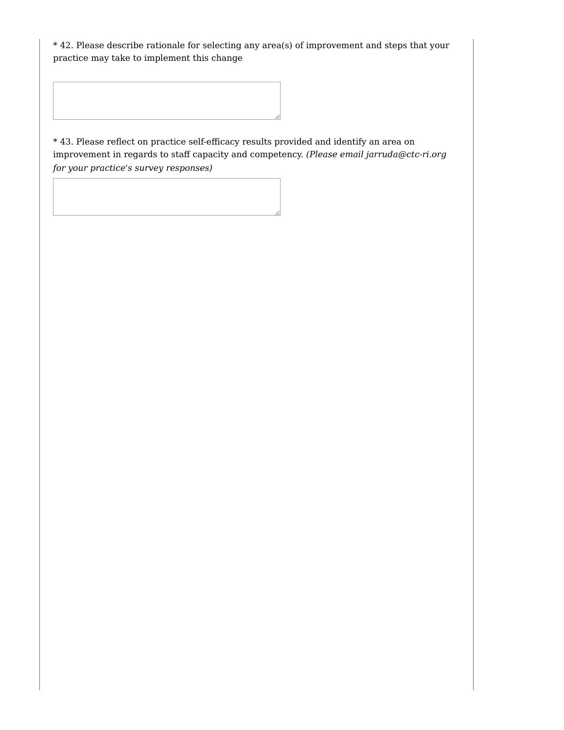* 42. Please describe rationale for selecting any area(s) of improvement and steps that your practice may take to implement this change

* 43. Please reflect on practice self-efficacy results provided and identify an area on improvement in regards to staff capacity and competency. *(Please email jarruda@ctc-ri.org for your practice's survey responses)*